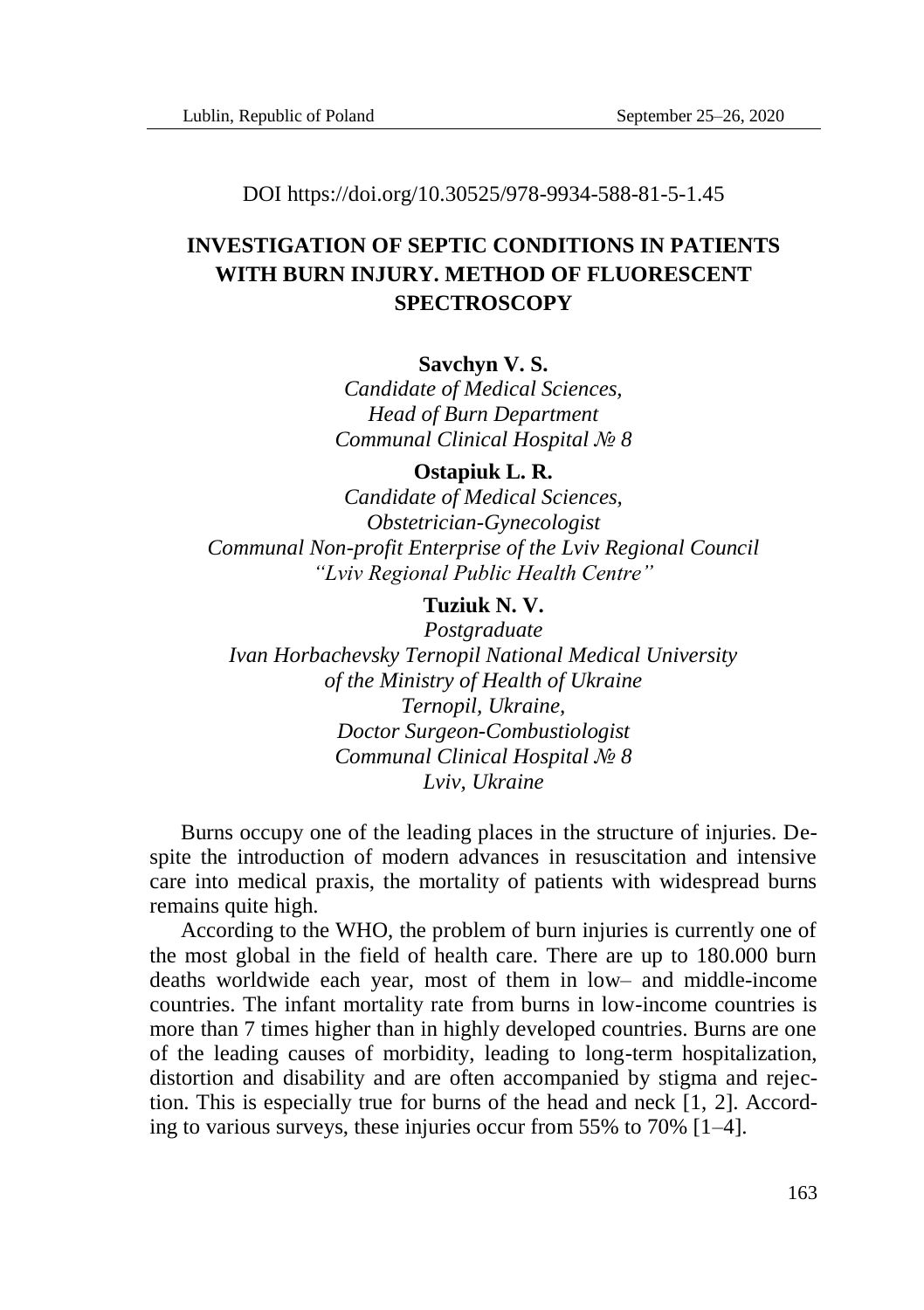DOI https://doi.org/10.30525/978-9934-588-81-5-1.45

# INVESTIGATION OF SEPTIC CONDITIONS IN PATIENTS WITH BURN INJURY. METHOD OF FLUORESCENT SPECTROSCOPY

**Savchyn V. S.**
*Candidate of Medical Sciences,*
*Head of Burn Department*
*Communal Clinical Hospital № 8*

**Ostapiuk L. R.**
*Candidate of Medical Sciences,*
*Obstetrician-Gynecologist*
*Communal Non-profit Enterprise of the Lviv Regional Council*
*"Lviv Regional Public Health Centre"*

**Tuziuk N. V.**
*Postgraduate*
*Ivan Horbachevsky Ternopil National Medical University*
*of the Ministry of Health of Ukraine*
*Ternopil, Ukraine,*
*Doctor Surgeon-Combustiologist*
*Communal Clinical Hospital № 8*
*Lviv, Ukraine*

Burns occupy one of the leading places in the structure of injuries. Despite the introduction of modern advances in resuscitation and intensive care into medical praxis, the mortality of patients with widespread burns remains quite high.

According to the WHO, the problem of burn injuries is currently one of the most global in the field of health care. There are up to 180.000 burn deaths worldwide each year, most of them in low– and middle-income countries. The infant mortality rate from burns in low-income countries is more than 7 times higher than in highly developed countries. Burns are one of the leading causes of morbidity, leading to long-term hospitalization, distortion and disability and are often accompanied by stigma and rejection. This is especially true for burns of the head and neck [1, 2]. According to various surveys, these injuries occur from 55% to 70% [1–4].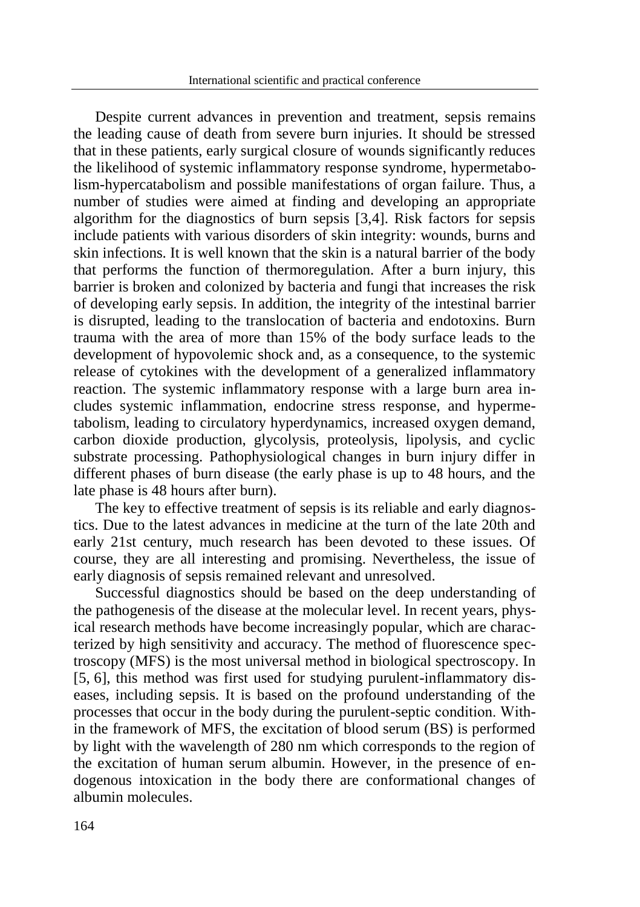Despite current advances in prevention and treatment, sepsis remains the leading cause of death from severe burn injuries. It should be stressed that in these patients, early surgical closure of wounds significantly reduces the likelihood of systemic inflammatory response syndrome, hypermetabolism-hypercatabolism and possible manifestations of organ failure. Thus, a number of studies were aimed at finding and developing an appropriate algorithm for the diagnostics of burn sepsis [3,4]. Risk factors for sepsis include patients with various disorders of skin integrity: wounds, burns and skin infections. It is well known that the skin is a natural barrier of the body that performs the function of thermoregulation. After a burn injury, this barrier is broken and colonized by bacteria and fungi that increases the risk of developing early sepsis. In addition, the integrity of the intestinal barrier is disrupted, leading to the translocation of bacteria and endotoxins. Burn trauma with the area of more than 15% of the body surface leads to the development of hypovolemic shock and, as a consequence, to the systemic release of cytokines with the development of a generalized inflammatory reaction. The systemic inflammatory response with a large burn area includes systemic inflammation, endocrine stress response, and hypermetabolism, leading to circulatory hyperdynamics, increased oxygen demand, carbon dioxide production, glycolysis, proteolysis, lipolysis, and cyclic substrate processing. Pathophysiological changes in burn injury differ in different phases of burn disease (the early phase is up to 48 hours, and the late phase is 48 hours after burn).

The key to effective treatment of sepsis is its reliable and early diagnostics. Due to the latest advances in medicine at the turn of the late 20th and early 21st century, much research has been devoted to these issues. Of course, they are all interesting and promising. Nevertheless, the issue of early diagnosis of sepsis remained relevant and unresolved.

Successful diagnostics should be based on the deep understanding of the pathogenesis of the disease at the molecular level. In recent years, physical research methods have become increasingly popular, which are characterized by high sensitivity and accuracy. The method of fluorescence spectroscopy (MFS) is the most universal method in biological spectroscopy. In [5, 6], this method was first used for studying purulent-inflammatory diseases, including sepsis. It is based on the profound understanding of the processes that occur in the body during the purulent-septic condition. Within the framework of MFS, the excitation of blood serum (BS) is performed by light with the wavelength of 280 nm which corresponds to the region of the excitation of human serum albumin. However, in the presence of endogenous intoxication in the body there are conformational changes of albumin molecules.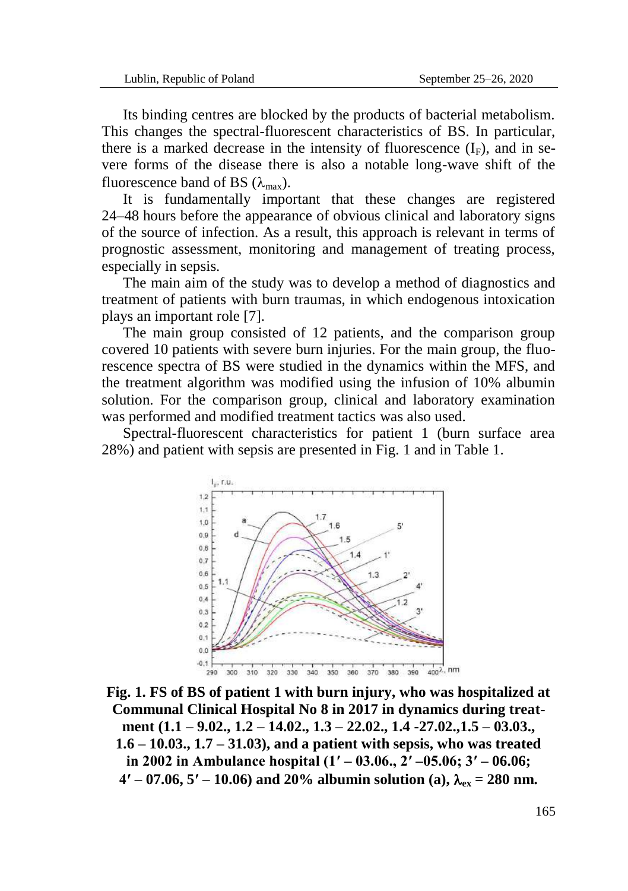Its binding centres are blocked by the products of bacterial metabolism. This changes the spectral-fluorescent characteristics of BS. In particular, there is a marked decrease in the intensity of fluorescence ($I_F$), and in severe forms of the disease there is also a notable long-wave shift of the fluorescence band of BS ($\lambda_{max}$).

It is fundamentally important that these changes are registered 24–48 hours before the appearance of obvious clinical and laboratory signs of the source of infection. As a result, this approach is relevant in terms of prognostic assessment, monitoring and management of treating process, especially in sepsis.

The main aim of the study was to develop a method of diagnostics and treatment of patients with burn traumas, in which endogenous intoxication plays an important role [7].

The main group consisted of 12 patients, and the comparison group covered 10 patients with severe burn injuries. For the main group, the fluorescence spectra of BS were studied in the dynamics within the MFS, and the treatment algorithm was modified using the infusion of 10% albumin solution. For the comparison group, clinical and laboratory examination was performed and modified treatment tactics was also used.

Spectral-fluorescent characteristics for patient 1 (burn surface area 28%) and patient with sepsis are presented in Fig. 1 and in Table 1.

$I_F$, r.u.

1.2
1.1
1.0
0.9
0.8
0.7
0.6
0.5
0.4
0.3
0.2
0.1
0.0
-0.1

290 300 310 320 330 340 350 360 370 380 390 400 λ, nm

a, d, 1.1, 1.2, 1.3, 1.4, 1.5, 1.6, 1.7, 1', 2', 3', 4', 5'

**Fig. 1. FS of BS of patient 1 with burn injury, who was hospitalized at Communal Clinical Hospital No 8 in 2017 in dynamics during treatment (1.1 – 9.02., 1.2 – 14.02., 1.3 – 22.02., 1.4 -27.02.,1.5 – 03.03., 1.6 – 10.03., 1.7 – 31.03), and a patient with sepsis, who was treated in 2002 in Ambulance hospital (1′ – 03.06., 2′ –05.06; 3′ – 06.06; 4′ – 07.06, 5′ – 10.06) and 20% albumin solution (a), $\lambda_{ex}$ = 280 nm.**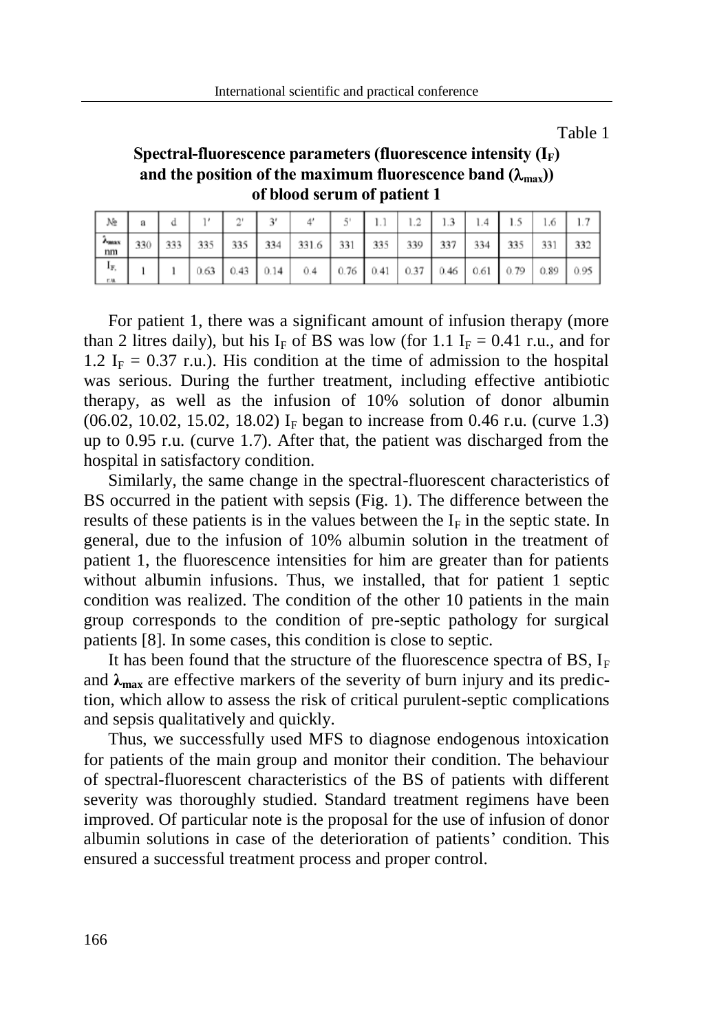Table 1

**Spectral-fluorescence parameters (fluorescence intensity ($I_F$) and the position of the maximum fluorescence band ($\lambda_{max}$)) of blood serum of patient 1**

| № | a | d | 1′ | 2′ | 3′ | 4′ | 5′ | 1.1 | 1.2 | 1.3 | 1.4 | 1.5 | 1.6 | 1.7 |
|---|---|---|---|---|---|---|---|---|---|---|---|---|---|---|
| $\lambda_{max}$ nm | 330 | 333 | 335 | 335 | 334 | 331.6 | 331 | 335 | 339 | 337 | 334 | 335 | 331 | 332 |
| $I_F$, r.u. | 1 | 1 | 0.63 | 0.43 | 0.14 | 0.4 | 0.76 | 0.41 | 0.37 | 0.46 | 0.61 | 0.79 | 0.89 | 0.95 |

For patient 1, there was a significant amount of infusion therapy (more than 2 litres daily), but his $I_F$ of BS was low (for 1.1 $I_F$ = 0.41 r.u., and for 1.2 $I_F$ = 0.37 r.u.). His condition at the time of admission to the hospital was serious. During the further treatment, including effective antibiotic therapy, as well as the infusion of 10% solution of donor albumin (06.02, 10.02, 15.02, 18.02) $I_F$ began to increase from 0.46 r.u. (curve 1.3) up to 0.95 r.u. (curve 1.7). After that, the patient was discharged from the hospital in satisfactory condition.

Similarly, the same change in the spectral-fluorescent characteristics of BS occurred in the patient with sepsis (Fig. 1). The difference between the results of these patients is in the values between the $I_F$ in the septic state. In general, due to the infusion of 10% albumin solution in the treatment of patient 1, the fluorescence intensities for him are greater than for patients without albumin infusions. Thus, we installed, that for patient 1 septic condition was realized. The condition of the other 10 patients in the main group corresponds to the condition of pre-septic pathology for surgical patients [8]. In some cases, this condition is close to septic.

It has been found that the structure of the fluorescence spectra of BS, $I_F$ and $\lambda_{max}$ are effective markers of the severity of burn injury and its prediction, which allow to assess the risk of critical purulent-septic complications and sepsis qualitatively and quickly.

Thus, we successfully used MFS to diagnose endogenous intoxication for patients of the main group and monitor their condition. The behaviour of spectral-fluorescent characteristics of the BS of patients with different severity was thoroughly studied. Standard treatment regimens have been improved. Of particular note is the proposal for the use of infusion of donor albumin solutions in case of the deterioration of patients' condition. This ensured a successful treatment process and proper control.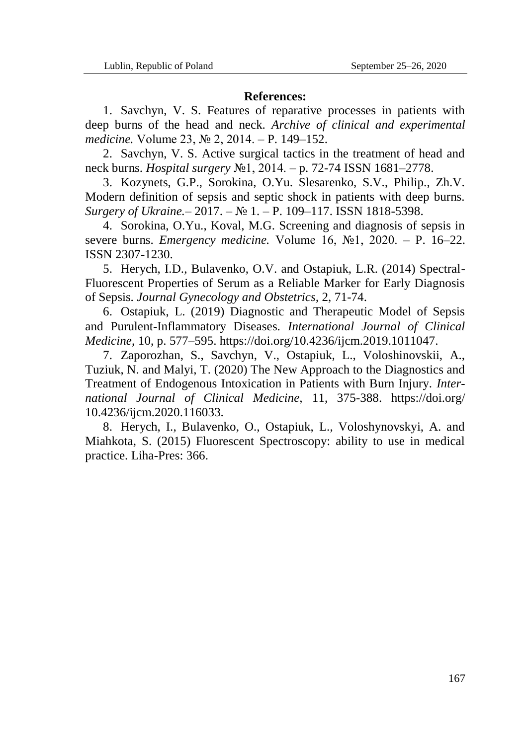**References:**

1. Savchyn, V. S. Features of reparative processes in patients with deep burns of the head and neck. *Archive of clinical and experimental medicine.* Volume 23, № 2, 2014. – P. 149–152.

2. Savchyn, V. S. Active surgical tactics in the treatment of head and neck burns. *Hospital surgery* №1, 2014. – p. 72-74 ISSN 1681–2778.

3. Kozynets, G.P., Sorokina, O.Yu. Slesarenko, S.V., Philip., Zh.V. Modern definition of sepsis and septic shock in patients with deep burns. *Surgery of Ukraine.*– 2017. – № 1. – P. 109–117. ISSN 1818-5398.

4. Sorokina, O.Yu., Koval, M.G. Screening and diagnosis of sepsis in severe burns. *Emergency medicine.* Volume 16, №1, 2020. – P. 16–22. ISSN 2307-1230.

5. Herych, I.D., Bulavenko, O.V. and Ostapiuk, L.R. (2014) Spectral-Fluorescent Properties of Serum as a Reliable Marker for Early Diagnosis of Sepsis. *Journal Gynecology and Obstetrics,* 2, 71-74.

6. Ostapiuk, L. (2019) Diagnostic and Therapeutic Model of Sepsis and Purulent-Inflammatory Diseases. *International Journal of Clinical Medicine*, 10, p. 577–595. https://doi.org/10.4236/ijcm.2019.1011047.

7. Zaporozhan, S., Savchyn, V., Ostapiuk, L., Voloshinovskii, A., Tuziuk, N. and Malyi, T. (2020) The New Approach to the Diagnostics and Treatment of Endogenous Intoxication in Patients with Burn Injury. *International Journal of Clinical Medicine,* 11, 375-388. https://doi.org/10.4236/ijcm.2020.116033.

8. Herych, I., Bulavenko, O., Ostapiuk, L., Voloshynovskyi, A. and Miahkota, S. (2015) Fluorescent Spectroscopy: ability to use in medical practice. Liha-Pres: 366.